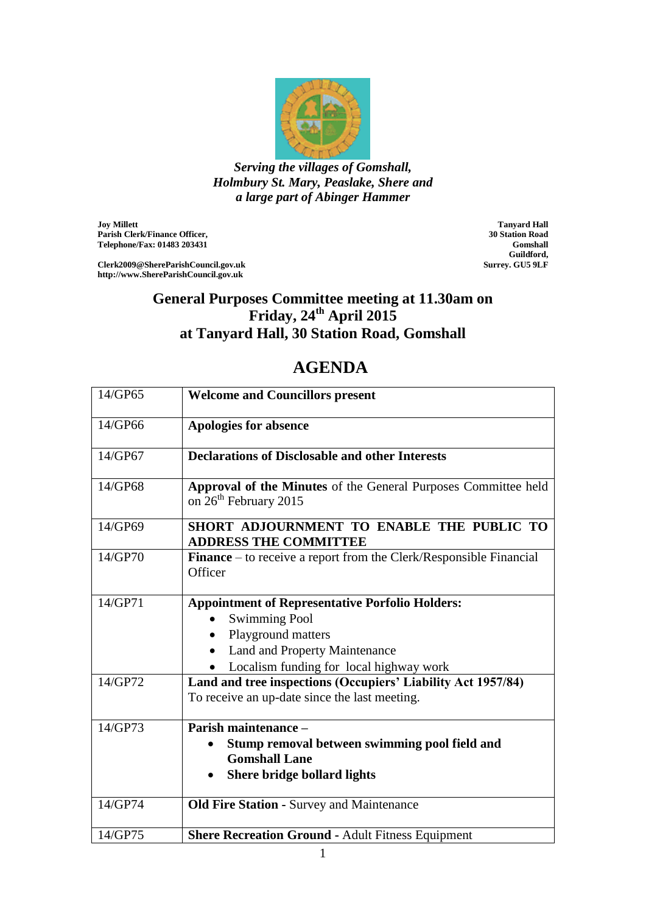*Serving the villages of Gomshall,*
*Holmbury St. Mary, Peaslake, Shere and*
*a large part of Abinger Hammer*

**Joy Millett**
**Parish Clerk/Finance Officer,**
**Telephone/Fax: 01483 203431**

**Clerk2009@ShereParishCouncil.gov.uk**
**http://www.ShereParishCouncil.gov.uk**

**Tanyard Hall**
**30 Station Road**
**Gomshall**
**Guildford,**
**Surrey. GU5 9LF**

## General Purposes Committee meeting at 11.30am on Friday, 24th April 2015 at Tanyard Hall, 30 Station Road, Gomshall

# AGENDA

| | |
|---|---|
| 14/GP65 | **Welcome and Councillors present** |
| 14/GP66 | **Apologies for absence** |
| 14/GP67 | **Declarations of Disclosable and other Interests** |
| 14/GP68 | **Approval of the Minutes** of the General Purposes Committee held on 26th February 2015 |
| 14/GP69 | **SHORT ADJOURNMENT TO ENABLE THE PUBLIC TO ADDRESS THE COMMITTEE** |
| 14/GP70 | **Finance** – to receive a report from the Clerk/Responsible Financial Officer |
| 14/GP71 | **Appointment of Representative Porfolio Holders:**<br>• Swimming Pool<br>• Playground matters<br>• Land and Property Maintenance<br>• Localism funding for local highway work |
| 14/GP72 | **Land and tree inspections (Occupiers' Liability Act 1957/84)**<br>To receive an up-date since the last meeting. |
| 14/GP73 | **Parish maintenance –**<br>• **Stump removal between swimming pool field and Gomshall Lane**<br>• **Shere bridge bollard lights** |
| 14/GP74 | **Old Fire Station -** Survey and Maintenance |
| 14/GP75 | **Shere Recreation Ground -** Adult Fitness Equipment |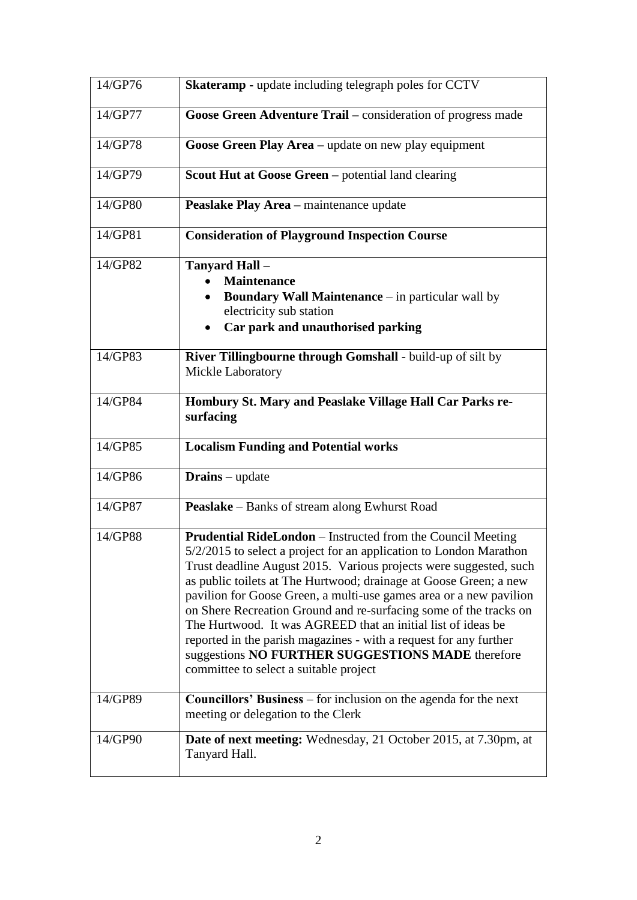| | |
|---|---|
| 14/GP76 | **Skateramp -** update including telegraph poles for CCTV |
| 14/GP77 | **Goose Green Adventure Trail –** consideration of progress made |
| 14/GP78 | **Goose Green Play Area –** update on new play equipment |
| 14/GP79 | **Scout Hut at Goose Green –** potential land clearing |
| 14/GP80 | **Peaslake Play Area –** maintenance update |
| 14/GP81 | **Consideration of Playground Inspection Course** |
| 14/GP82 | **Tanyard Hall –**<br>• **Maintenance**<br>• **Boundary Wall Maintenance** – in particular wall by electricity sub station<br>• **Car park and unauthorised parking** |
| 14/GP83 | **River Tillingbourne through Gomshall** - build-up of silt by Mickle Laboratory |
| 14/GP84 | **Hombury St. Mary and Peaslake Village Hall Car Parks re-surfacing** |
| 14/GP85 | **Localism Funding and Potential works** |
| 14/GP86 | **Drains –** update |
| 14/GP87 | **Peaslake** – Banks of stream along Ewhurst Road |
| 14/GP88 | **Prudential RideLondon** – Instructed from the Council Meeting 5/2/2015 to select a project for an application to London Marathon Trust deadline August 2015. Various projects were suggested, such as public toilets at The Hurtwood; drainage at Goose Green; a new pavilion for Goose Green, a multi-use games area or a new pavilion on Shere Recreation Ground and re-surfacing some of the tracks on The Hurtwood. It was AGREED that an initial list of ideas be reported in the parish magazines - with a request for any further suggestions **NO FURTHER SUGGESTIONS MADE** therefore committee to select a suitable project |
| 14/GP89 | **Councillors' Business** – for inclusion on the agenda for the next meeting or delegation to the Clerk |
| 14/GP90 | **Date of next meeting:** Wednesday, 21 October 2015, at 7.30pm, at Tanyard Hall. |